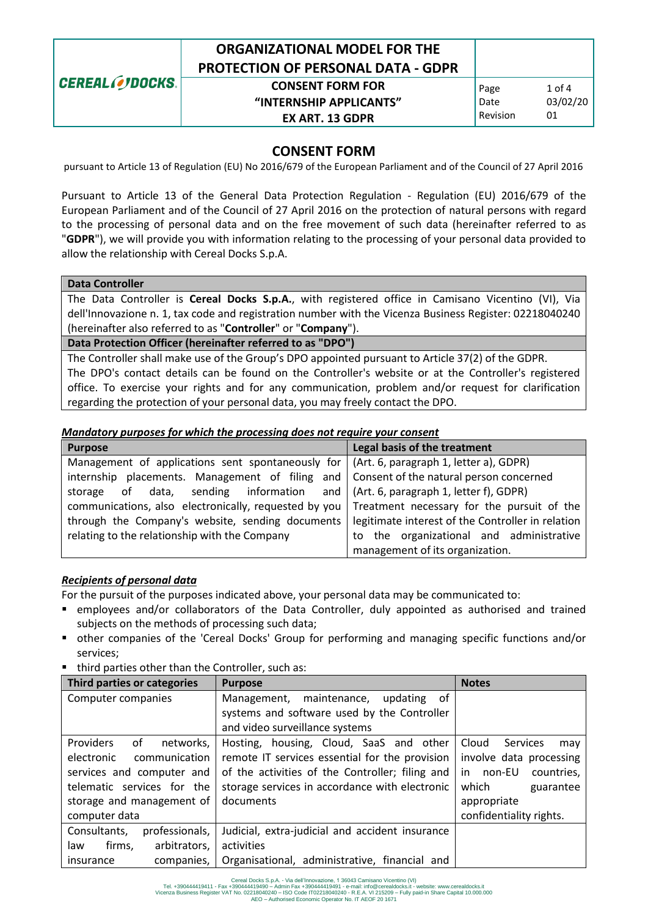# CONSENT FORM

pursuant to Article 13 of Regulation (EU) No 2016/679 of the European Parliament and of the Council of 27 April 2016

Pursuant to Article 13 of the General Data Protection Regulation - Regulation (EU) 2016/679 of the European Parliament and of the Council of 27 April 2016 on the protection of natural persons with regard to the processing of personal data and on the free movement of such data (hereinafter referred to as "**GDPR**"), we will provide you with information relating to the processing of your personal data provided to allow the relationship with Cereal Docks S.p.A.

| **Data Controller** |
| --- |
| The Data Controller is **Cereal Docks S.p.A.**, with registered office in Camisano Vicentino (VI), Via dell'Innovazione n. 1, tax code and registration number with the Vicenza Business Register: 02218040240 (hereinafter also referred to as "**Controller**" or "**Company**"). |
| **Data Protection Officer (hereinafter referred to as "DPO")** |
| The Controller shall make use of the Group's DPO appointed pursuant to Article 37(2) of the GDPR. The DPO's contact details can be found on the Controller's website or at the Controller's registered office. To exercise your rights and for any communication, problem and/or request for clarification regarding the protection of your personal data, you may freely contact the DPO. |

***Mandatory purposes for which the processing does not require your consent***

| Purpose | Legal basis of the treatment |
| --- | --- |
| Management of applications sent spontaneously for internship placements. Management of filing and storage of data, sending information and communications, also electronically, requested by you through the Company's website, sending documents relating to the relationship with the Company | (Art. 6, paragraph 1, letter a), GDPR) Consent of the natural person concerned (Art. 6, paragraph 1, letter f), GDPR) Treatment necessary for the pursuit of the legitimate interest of the Controller in relation to the organizational and administrative management of its organization. |

***Recipients of personal data***

For the pursuit of the purposes indicated above, your personal data may be communicated to:

- employees and/or collaborators of the Data Controller, duly appointed as authorised and trained subjects on the methods of processing such data;
- other companies of the 'Cereal Docks' Group for performing and managing specific functions and/or services;
- third parties other than the Controller, such as:

| Third parties or categories | Purpose | Notes |
| --- | --- | --- |
| Computer companies | Management, maintenance, updating of systems and software used by the Controller and video surveillance systems | |
| Providers of networks, electronic communication services and computer and telematic services for the storage and management of computer data | Hosting, housing, Cloud, SaaS and other remote IT services essential for the provision of the activities of the Controller; filing and storage services in accordance with electronic documents | Cloud Services may involve data processing in non-EU countries, which guarantee appropriate confidentiality rights. |
| Consultants, professionals, law firms, arbitrators, insurance companies, | Judicial, extra-judicial and accident insurance activities<br>Organisational, administrative, financial and | |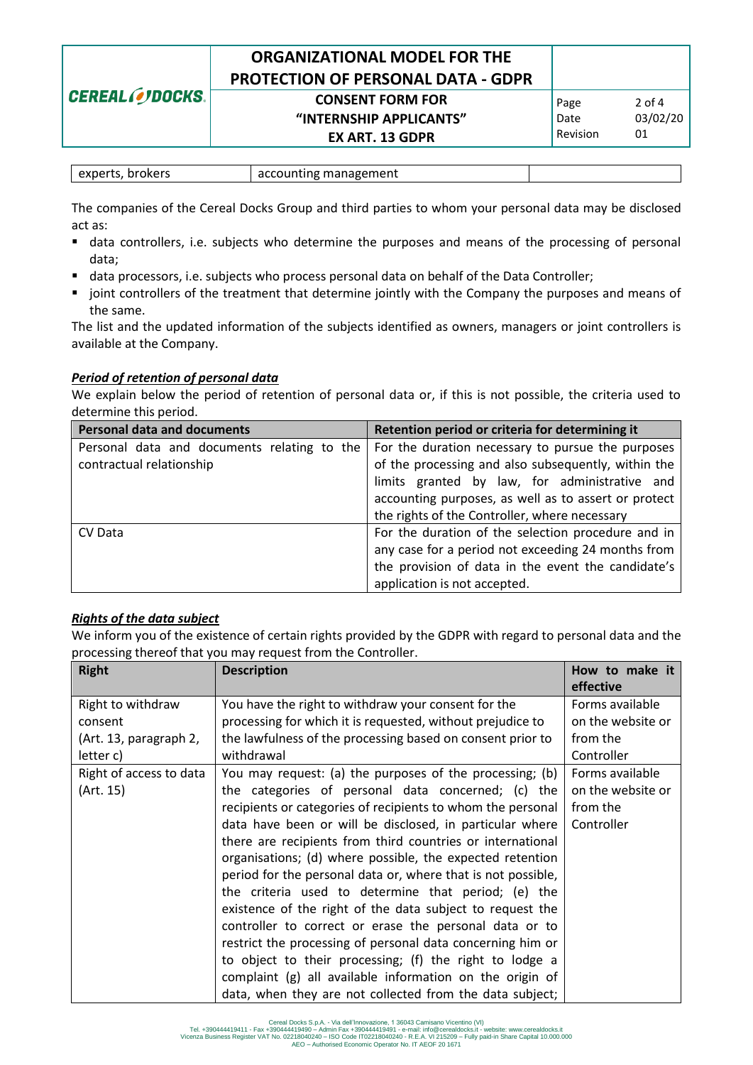| experts, brokers | accounting management | |
|---|---|---|

The companies of the Cereal Docks Group and third parties to whom your personal data may be disclosed act as:

- data controllers, i.e. subjects who determine the purposes and means of the processing of personal data;
- data processors, i.e. subjects who process personal data on behalf of the Data Controller;
- joint controllers of the treatment that determine jointly with the Company the purposes and means of the same.

The list and the updated information of the subjects identified as owners, managers or joint controllers is available at the Company.

***Period of retention of personal data***

We explain below the period of retention of personal data or, if this is not possible, the criteria used to determine this period.

| Personal data and documents | Retention period or criteria for determining it |
|---|---|
| Personal data and documents relating to the contractual relationship | For the duration necessary to pursue the purposes of the processing and also subsequently, within the limits granted by law, for administrative and accounting purposes, as well as to assert or protect the rights of the Controller, where necessary |
| CV Data | For the duration of the selection procedure and in any case for a period not exceeding 24 months from the provision of data in the event the candidate's application is not accepted. |

***Rights of the data subject***

We inform you of the existence of certain rights provided by the GDPR with regard to personal data and the processing thereof that you may request from the Controller.

| Right | Description | How to make it effective |
|---|---|---|
| Right to withdraw consent (Art. 13, paragraph 2, letter c) | You have the right to withdraw your consent for the processing for which it is requested, without prejudice to the lawfulness of the processing based on consent prior to withdrawal | Forms available on the website or from the Controller |
| Right of access to data (Art. 15) | You may request: (a) the purposes of the processing; (b) the categories of personal data concerned; (c) the recipients or categories of recipients to whom the personal data have been or will be disclosed, in particular where there are recipients from third countries or international organisations; (d) where possible, the expected retention period for the personal data or, where that is not possible, the criteria used to determine that period; (e) the existence of the right of the data subject to request the controller to correct or erase the personal data or to restrict the processing of personal data concerning him or to object to their processing; (f) the right to lodge a complaint (g) all available information on the origin of data, when they are not collected from the data subject; | Forms available on the website or from the Controller |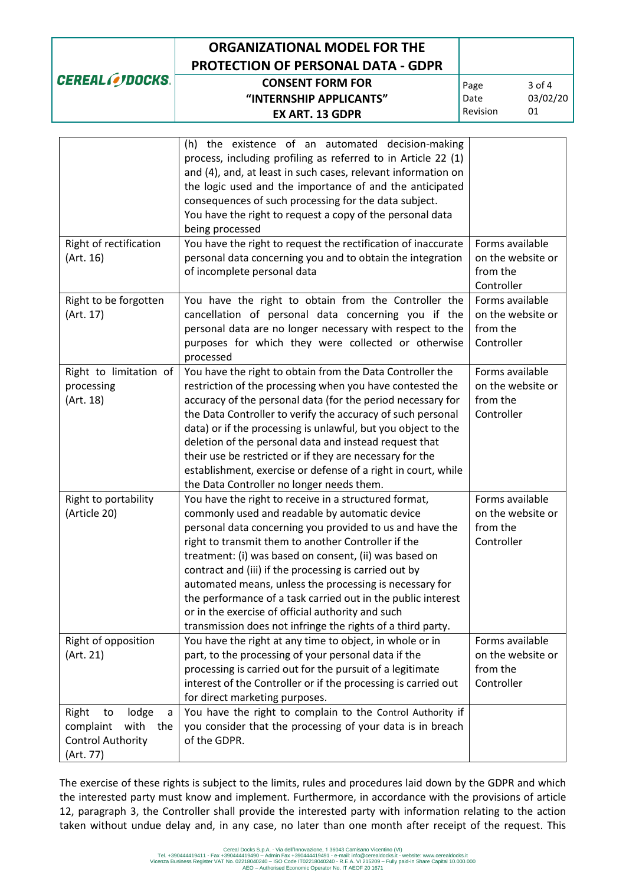| | | |
|---|---|---|
| | (h) the existence of an automated decision-making process, including profiling as referred to in Article 22 (1) and (4), and, at least in such cases, relevant information on the logic used and the importance of and the anticipated consequences of such processing for the data subject. You have the right to request a copy of the personal data being processed | |
| Right of rectification (Art. 16) | You have the right to request the rectification of inaccurate personal data concerning you and to obtain the integration of incomplete personal data | Forms available on the website or from the Controller |
| Right to be forgotten (Art. 17) | You have the right to obtain from the Controller the cancellation of personal data concerning you if the personal data are no longer necessary with respect to the purposes for which they were collected or otherwise processed | Forms available on the website or from the Controller |
| Right to limitation of processing (Art. 18) | You have the right to obtain from the Data Controller the restriction of the processing when you have contested the accuracy of the personal data (for the period necessary for the Data Controller to verify the accuracy of such personal data) or if the processing is unlawful, but you object to the deletion of the personal data and instead request that their use be restricted or if they are necessary for the establishment, exercise or defense of a right in court, while the Data Controller no longer needs them. | Forms available on the website or from the Controller |
| Right to portability (Article 20) | You have the right to receive in a structured format, commonly used and readable by automatic device personal data concerning you provided to us and have the right to transmit them to another Controller if the treatment: (i) was based on consent, (ii) was based on contract and (iii) if the processing is carried out by automated means, unless the processing is necessary for the performance of a task carried out in the public interest or in the exercise of official authority and such transmission does not infringe the rights of a third party. | Forms available on the website or from the Controller |
| Right of opposition (Art. 21) | You have the right at any time to object, in whole or in part, to the processing of your personal data if the processing is carried out for the pursuit of a legitimate interest of the Controller or if the processing is carried out for direct marketing purposes. | Forms available on the website or from the Controller |
| Right to lodge a complaint with the Control Authority (Art. 77) | You have the right to complain to the Control Authority if you consider that the processing of your data is in breach of the GDPR. | |

The exercise of these rights is subject to the limits, rules and procedures laid down by the GDPR and which the interested party must know and implement. Furthermore, in accordance with the provisions of article 12, paragraph 3, the Controller shall provide the interested party with information relating to the action taken without undue delay and, in any case, no later than one month after receipt of the request. This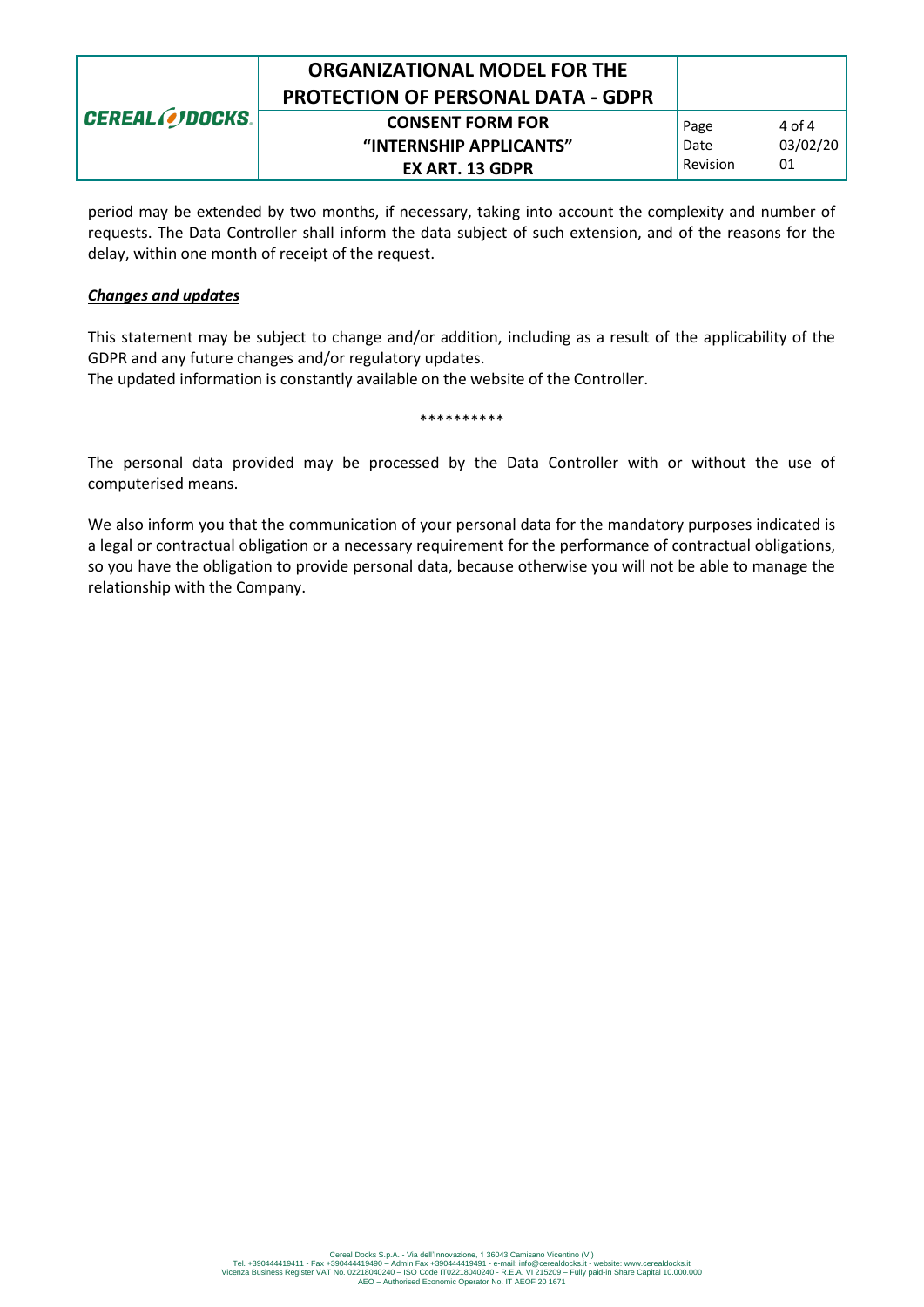period may be extended by two months, if necessary, taking into account the complexity and number of requests. The Data Controller shall inform the data subject of such extension, and of the reasons for the delay, within one month of receipt of the request.

***Changes and updates***

This statement may be subject to change and/or addition, including as a result of the applicability of the GDPR and any future changes and/or regulatory updates.
The updated information is constantly available on the website of the Controller.

**********

The personal data provided may be processed by the Data Controller with or without the use of computerised means.

We also inform you that the communication of your personal data for the mandatory purposes indicated is a legal or contractual obligation or a necessary requirement for the performance of contractual obligations, so you have the obligation to provide personal data, because otherwise you will not be able to manage the relationship with the Company.